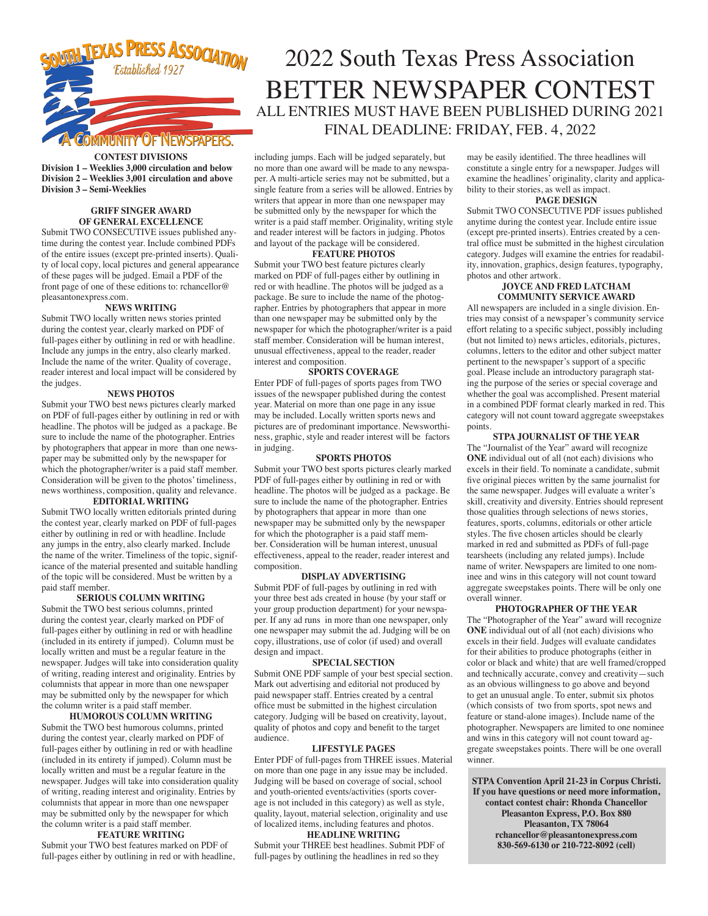SOUTH TEXAS PRESS ASSOCIATION
Established 1927
A COMMUNITY OF NEWSPAPERS.

# 2022 South Texas Press Association

# BETTER NEWSPAPER CONTEST

## ALL ENTRIES MUST HAVE BEEN PUBLISHED DURING 2021

## FINAL DEADLINE: FRIDAY, FEB. 4, 2022

### CONTEST DIVISIONS

**Division 1 – Weeklies 3,000 circulation and below**
**Division 2 – Weeklies 3,001 circulation and above**
**Division 3 – Semi-Weeklies**

### GRIFF SINGER AWARD OF GENERAL EXCELLENCE

Submit TWO CONSECUTIVE issues published anytime during the contest year. Include combined PDFs of the entire issues (except pre-printed inserts). Quality of local copy, local pictures and general appearance of these pages will be judged. Email a PDF of the front page of one of these editions to: rchancellor@pleasantonexpress.com.

### NEWS WRITING

Submit TWO locally written news stories printed during the contest year, clearly marked on PDF of full-pages either by outlining in red or with headline. Include any jumps in the entry, also clearly marked. Include the name of the writer. Quality of coverage, reader interest and local impact will be considered by the judges.

### NEWS PHOTOS

Submit your TWO best news pictures clearly marked on PDF of full-pages either by outlining in red or with headline. The photos will be judged as a package. Be sure to include the name of the photographer. Entries by photographers that appear in more than one newspaper may be submitted only by the newspaper for which the photographer/writer is a paid staff member. Consideration will be given to the photos' timeliness, news worthiness, composition, quality and relevance.

### EDITORIAL WRITING

Submit TWO locally written editorials printed during the contest year, clearly marked on PDF of full-pages either by outlining in red or with headline. Include any jumps in the entry, also clearly marked. Include the name of the writer. Timeliness of the topic, significance of the material presented and suitable handling of the topic will be considered. Must be written by a paid staff member.

### SERIOUS COLUMN WRITING

Submit the TWO best serious columns, printed during the contest year, clearly marked on PDF of full-pages either by outlining in red or with headline (included in its entirety if jumped). Column must be locally written and must be a regular feature in the newspaper. Judges will take into consideration quality of writing, reading interest and originality. Entries by columnists that appear in more than one newspaper may be submitted only by the newspaper for which the column writer is a paid staff member.

### HUMOROUS COLUMN WRITING

Submit the TWO best humorous columns, printed during the contest year, clearly marked on PDF of full-pages either by outlining in red or with headline (included in its entirety if jumped). Column must be locally written and must be a regular feature in the newspaper. Judges will take into consideration quality of writing, reading interest and originality. Entries by columnists that appear in more than one newspaper may be submitted only by the newspaper for which the column writer is a paid staff member.

### FEATURE WRITING

Submit your TWO best features marked on PDF of full-pages either by outlining in red or with headline, including jumps. Each will be judged separately, but no more than one award will be made to any newspaper. A multi-article series may not be submitted, but a single feature from a series will be allowed. Entries by writers that appear in more than one newspaper may be submitted only by the newspaper for which the writer is a paid staff member. Originality, writing style and reader interest will be factors in judging. Photos and layout of the package will be considered.

### FEATURE PHOTOS

Submit your TWO best feature pictures clearly marked on PDF of full-pages either by outlining in red or with headline. The photos will be judged as a package. Be sure to include the name of the photographer. Entries by photographers that appear in more than one newspaper may be submitted only by the newspaper for which the photographer/writer is a paid staff member. Consideration will be human interest, unusual effectiveness, appeal to the reader, reader interest and composition.

### SPORTS COVERAGE

Enter PDF of full-pages of sports pages from TWO issues of the newspaper published during the contest year. Material on more than one page in any issue may be included. Locally written sports news and pictures are of predominant importance. Newsworthiness, graphic, style and reader interest will be factors in judging.

### SPORTS PHOTOS

Submit your TWO best sports pictures clearly marked PDF of full-pages either by outlining in red or with headline. The photos will be judged as a package. Be sure to include the name of the photographer. Entries by photographers that appear in more than one newspaper may be submitted only by the newspaper for which the photographer is a paid staff member. Consideration will be human interest, unusual effectiveness, appeal to the reader, reader interest and composition.

### DISPLAY ADVERTISING

Submit PDF of full-pages by outlining in red with your three best ads created in house (by your staff or your group production department) for your newspaper. If any ad runs in more than one newspaper, only one newspaper may submit the ad. Judging will be on copy, illustrations, use of color (if used) and overall design and impact.

### SPECIAL SECTION

Submit ONE PDF sample of your best special section. Mark out advertising and editorial not produced by paid newspaper staff. Entries created by a central office must be submitted in the highest circulation category. Judging will be based on creativity, layout, quality of photos and copy and benefit to the target audience.

### LIFESTYLE PAGES

Enter PDF of full-pages from THREE issues. Material on more than one page in any issue may be included. Judging will be based on coverage of social, school and youth-oriented events/activities (sports coverage is not included in this category) as well as style, quality, layout, material selection, originality and use of localized items, including features and photos.

### HEADLINE WRITING

Submit your THREE best headlines. Submit PDF of full-pages by outlining the headlines in red so they may be easily identified. The three headlines will constitute a single entry for a newspaper. Judges will examine the headlines' originality, clarity and applicability to their stories, as well as impact.

### PAGE DESIGN

Submit TWO CONSECUTIVE PDF issues published anytime during the contest year. Include entire issue (except pre-printed inserts). Entries created by a central office must be submitted in the highest circulation category. Judges will examine the entries for readability, innovation, graphics, design features, typography, photos and other artwork.

### JOYCE AND FRED LATCHAM COMMUNITY SERVICE AWARD

All newspapers are included in a single division. Entries may consist of a newspaper's community service effort relating to a specific subject, possibly including (but not limited to) news articles, editorials, pictures, columns, letters to the editor and other subject matter pertinent to the newspaper's support of a specific goal. Please include an introductory paragraph stating the purpose of the series or special coverage and whether the goal was accomplished. Present material in a combined PDF format clearly marked in red. This category will not count toward aggregate sweepstakes points.

### STPA JOURNALIST OF THE YEAR

The "Journalist of the Year" award will recognize **ONE** individual out of all (not each) divisions who excels in their field. To nominate a candidate, submit five original pieces written by the same journalist for the same newspaper. Judges will evaluate a writer's skill, creativity and diversity. Entries should represent those qualities through selections of news stories, features, sports, columns, editorials or other article styles. The five chosen articles should be clearly marked in red and submitted as PDFs of full-page tearsheets (including any related jumps). Include name of writer. Newspapers are limited to one nominee and wins in this category will not count toward aggregate sweepstakes points. There will be only one overall winner.

### PHOTOGRAPHER OF THE YEAR

The "Photographer of the Year" award will recognize **ONE** individual out of all (not each) divisions who excels in their field. Judges will evaluate candidates for their abilities to produce photographs (either in color or black and white) that are well framed/cropped and technically accurate, convey and creativity—such as an obvious willingness to go above and beyond to get an unusual angle. To enter, submit six photos (which consists of two from sports, spot news and feature or stand-alone images). Include name of the photographer. Newspapers are limited to one nominee and wins in this category will not count toward aggregate sweepstakes points. There will be one overall winner.

**STPA Convention April 21-23 in Corpus Christi. If you have questions or need more information, contact contest chair: Rhonda Chancellor**
**Pleasanton Express, P.O. Box 880**
**Pleasanton, TX 78064**
**rchancellor@pleasantonexpress.com**
**830-569-6130 or 210-722-8092 (cell)**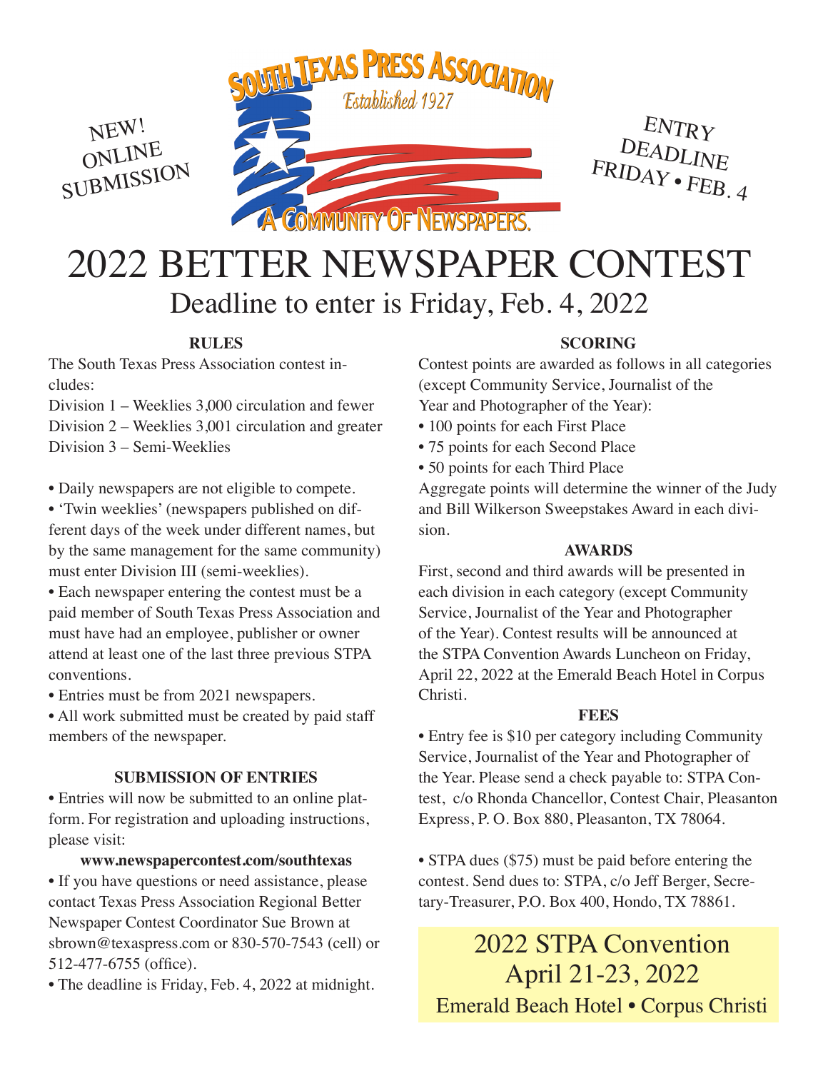NEW! ONLINE SUBMISSION

SOUTH TEXAS PRESS ASSOCIATION

Established 1927

A COMMUNITY OF NEWSPAPERS.

ENTRY DEADLINE FRIDAY • FEB. 4

# 2022 BETTER NEWSPAPER CONTEST

## Deadline to enter is Friday, Feb. 4, 2022

### RULES

The South Texas Press Association contest includes:

Division 1 – Weeklies 3,000 circulation and fewer
Division 2 – Weeklies 3,001 circulation and greater
Division 3 – Semi-Weeklies

• Daily newspapers are not eligible to compete.

• 'Twin weeklies' (newspapers published on different days of the week under different names, but by the same management for the same community) must enter Division III (semi-weeklies).

• Each newspaper entering the contest must be a paid member of South Texas Press Association and must have had an employee, publisher or owner attend at least one of the last three previous STPA conventions.

• Entries must be from 2021 newspapers.

• All work submitted must be created by paid staff members of the newspaper.

### SUBMISSION OF ENTRIES

• Entries will now be submitted to an online platform. For registration and uploading instructions, please visit:

**www.newspapercontest.com/southtexas**

• If you have questions or need assistance, please contact Texas Press Association Regional Better Newspaper Contest Coordinator Sue Brown at sbrown@texaspress.com or 830-570-7543 (cell) or 512-477-6755 (office).

• The deadline is Friday, Feb. 4, 2022 at midnight.

### SCORING

Contest points are awarded as follows in all categories (except Community Service, Journalist of the Year and Photographer of the Year):

• 100 points for each First Place
• 75 points for each Second Place
• 50 points for each Third Place

Aggregate points will determine the winner of the Judy and Bill Wilkerson Sweepstakes Award in each division.

### AWARDS

First, second and third awards will be presented in each division in each category (except Community Service, Journalist of the Year and Photographer of the Year). Contest results will be announced at the STPA Convention Awards Luncheon on Friday, April 22, 2022 at the Emerald Beach Hotel in Corpus Christi.

### FEES

• Entry fee is $10 per category including Community Service, Journalist of the Year and Photographer of the Year. Please send a check payable to: STPA Contest, c/o Rhonda Chancellor, Contest Chair, Pleasanton Express, P. O. Box 880, Pleasanton, TX 78064.

• STPA dues ($75) must be paid before entering the contest. Send dues to: STPA, c/o Jeff Berger, Secretary-Treasurer, P.O. Box 400, Hondo, TX 78861.

## 2022 STPA Convention
## April 21-23, 2022
Emerald Beach Hotel • Corpus Christi